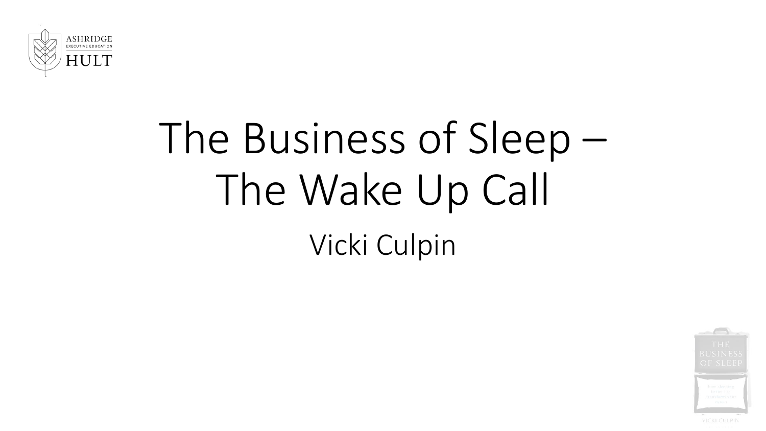ASHRIDGE
EXECUTIVE EDUCATION
HULT

# The Business of Sleep – The Wake Up Call

Vicki Culpin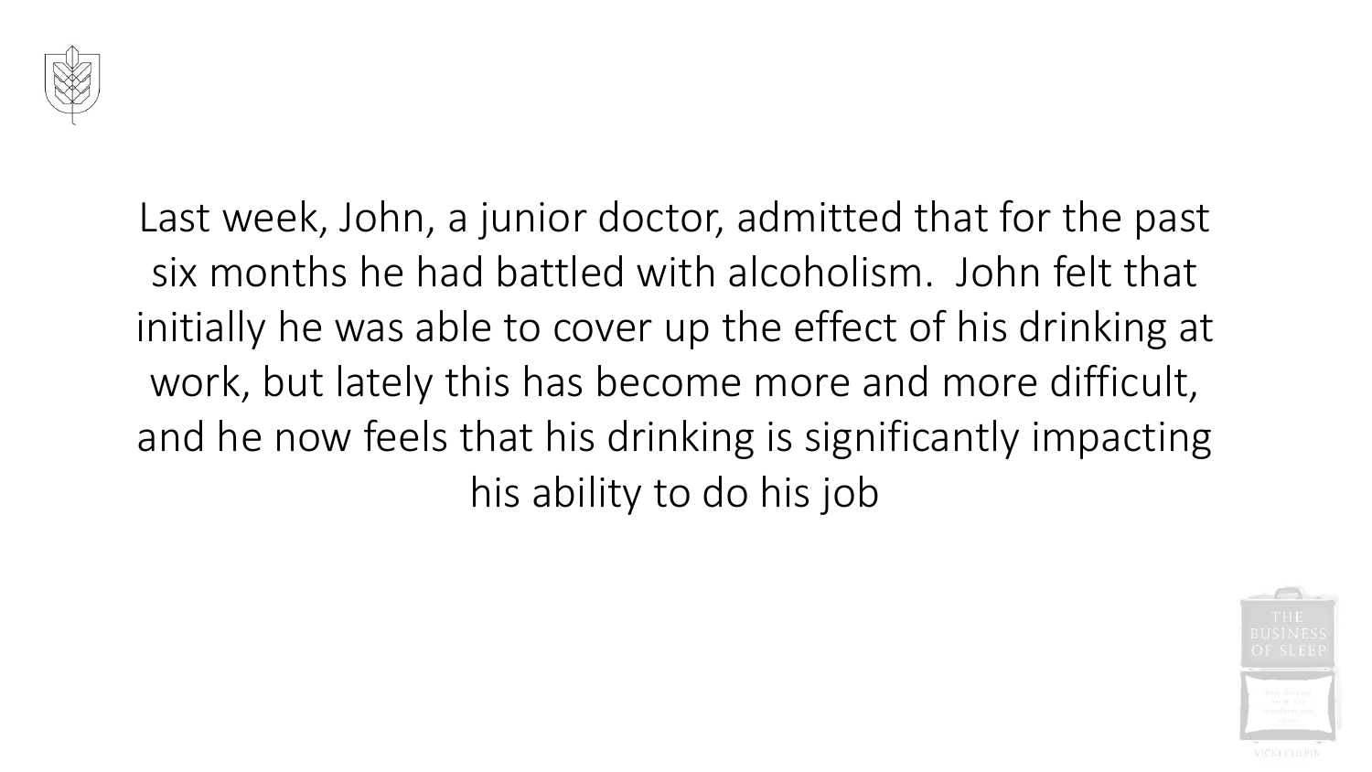Last week, John, a junior doctor, admitted that for the past six months he had battled with alcoholism. John felt that initially he was able to cover up the effect of his drinking at work, but lately this has become more and more difficult, and he now feels that his drinking is significantly impacting his ability to do his job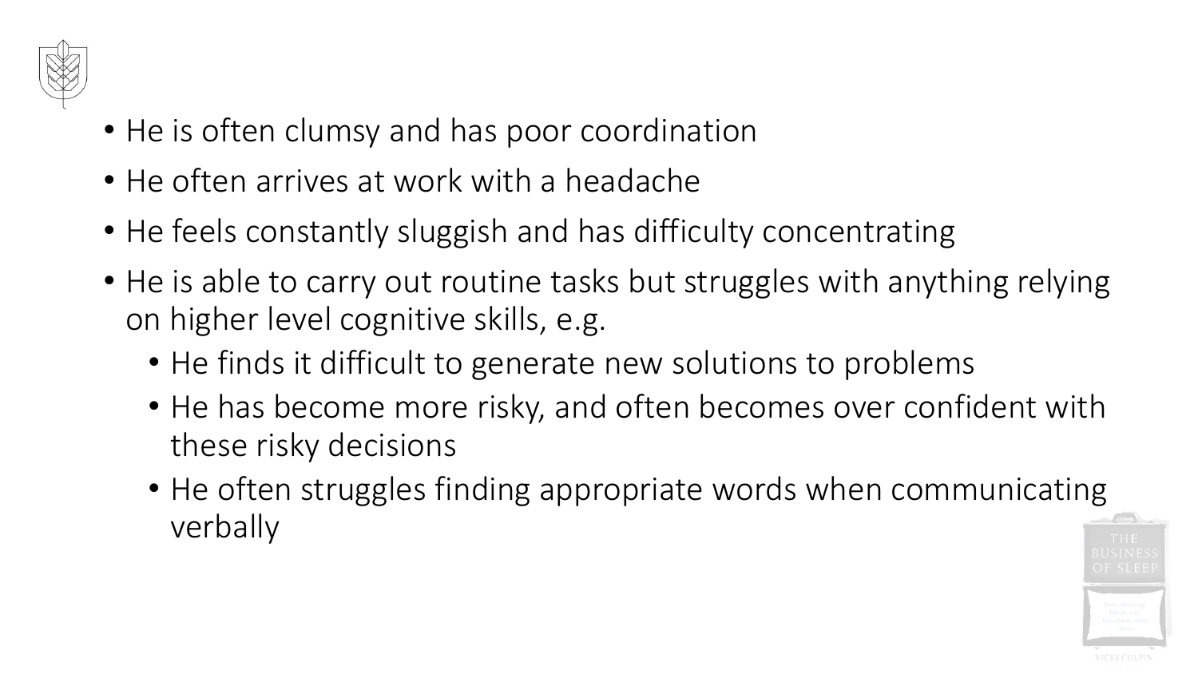- He is often clumsy and has poor coordination
- He often arrives at work with a headache
- He feels constantly sluggish and has difficulty concentrating
- He is able to carry out routine tasks but struggles with anything relying on higher level cognitive skills, e.g.
  - He finds it difficult to generate new solutions to problems
  - He has become more risky, and often becomes over confident with these risky decisions
  - He often struggles finding appropriate words when communicating verbally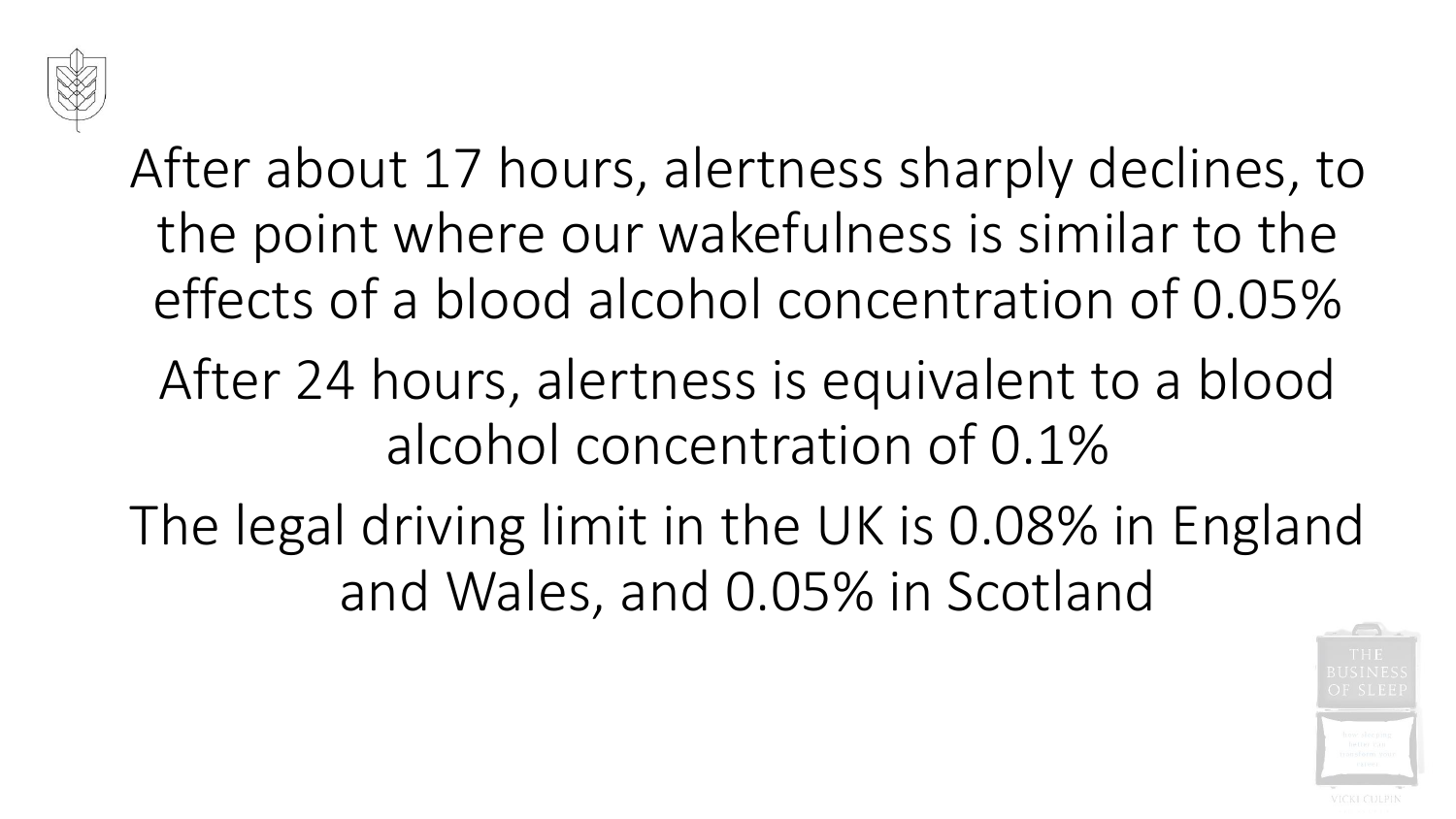After about 17 hours, alertness sharply declines, to the point where our wakefulness is similar to the effects of a blood alcohol concentration of 0.05%

After 24 hours, alertness is equivalent to a blood alcohol concentration of 0.1%

The legal driving limit in the UK is 0.08% in England and Wales, and 0.05% in Scotland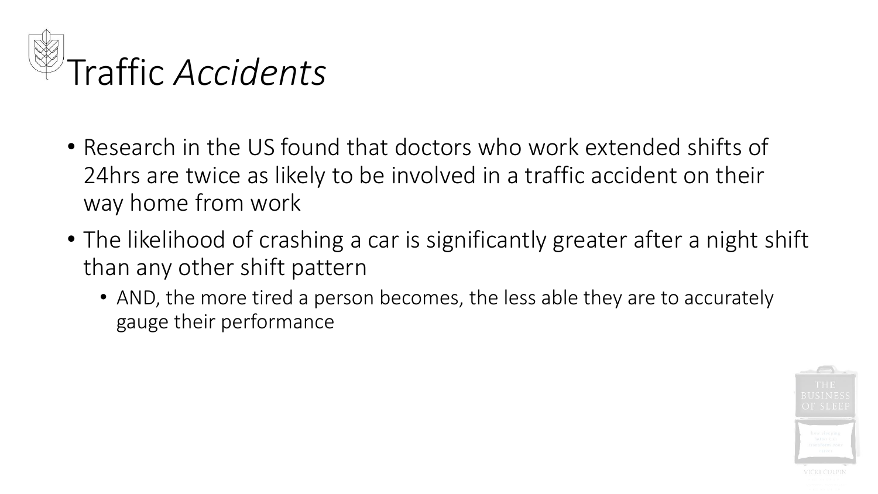# Traffic *Accidents*

- Research in the US found that doctors who work extended shifts of 24hrs are twice as likely to be involved in a traffic accident on their way home from work
- The likelihood of crashing a car is significantly greater after a night shift than any other shift pattern
  - AND, the more tired a person becomes, the less able they are to accurately gauge their performance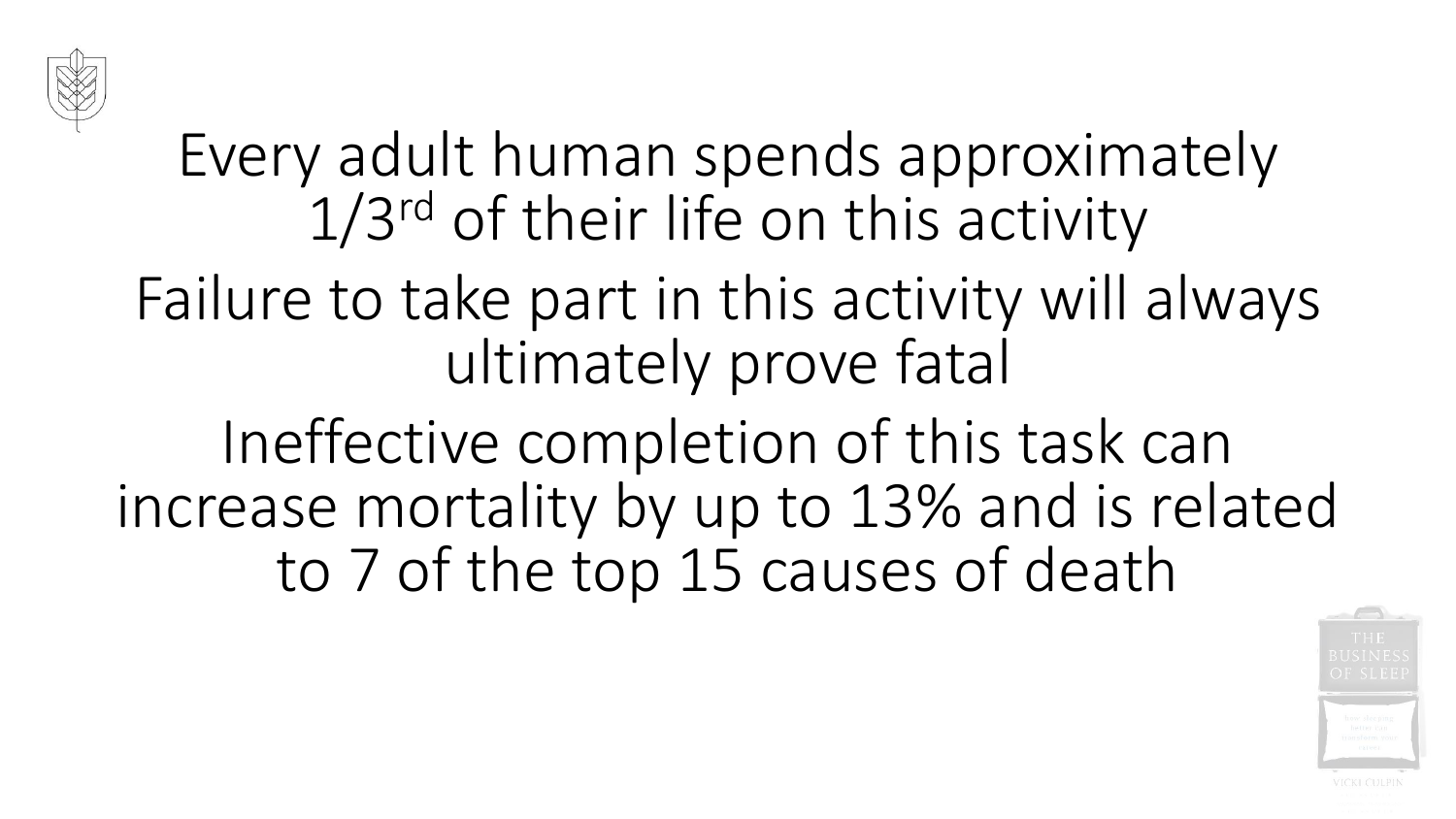Every adult human spends approximately 1/3rd of their life on this activity

Failure to take part in this activity will always ultimately prove fatal

Ineffective completion of this task can increase mortality by up to 13% and is related to 7 of the top 15 causes of death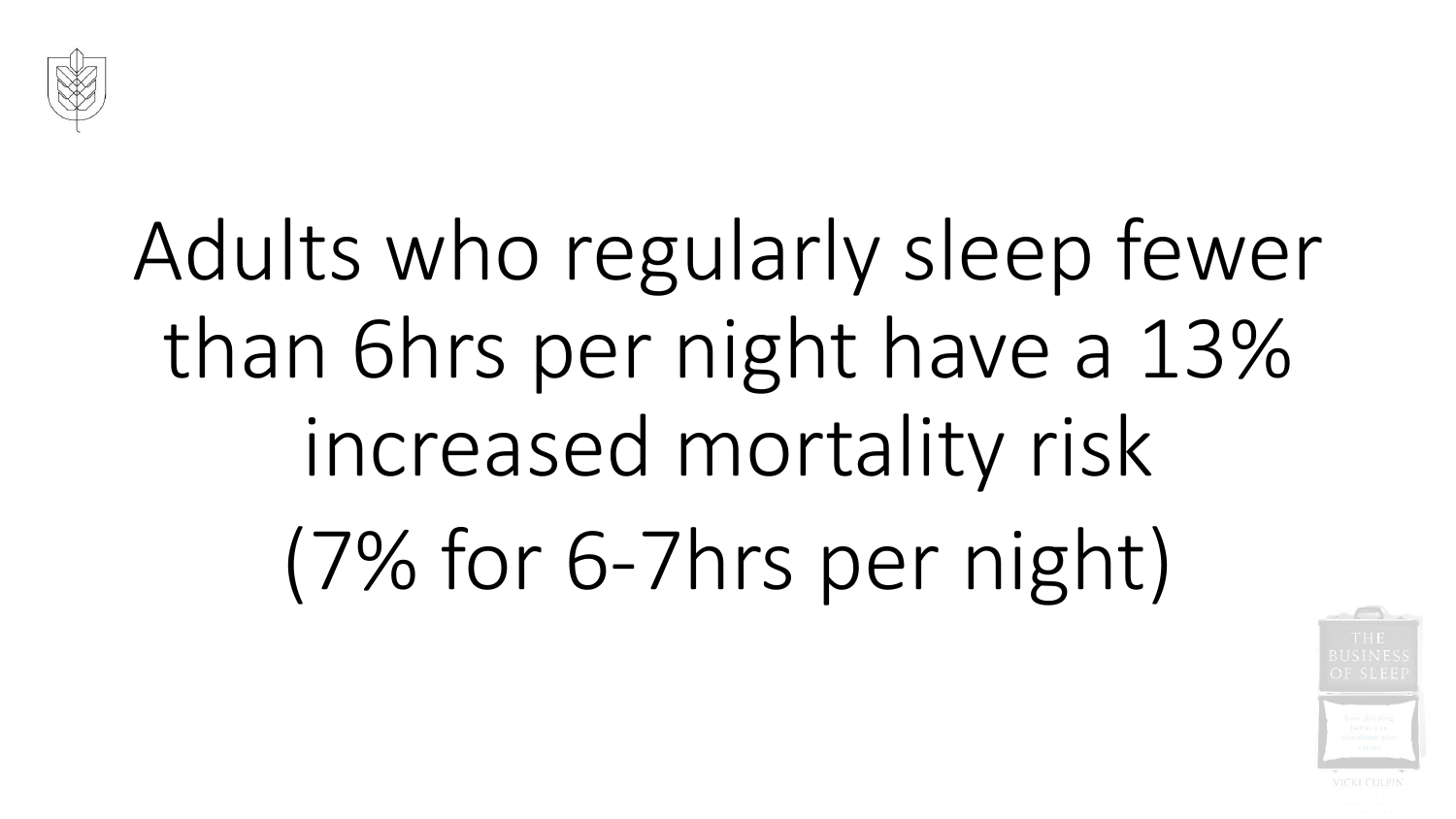Adults who regularly sleep fewer than 6hrs per night have a 13% increased mortality risk

(7% for 6-7hrs per night)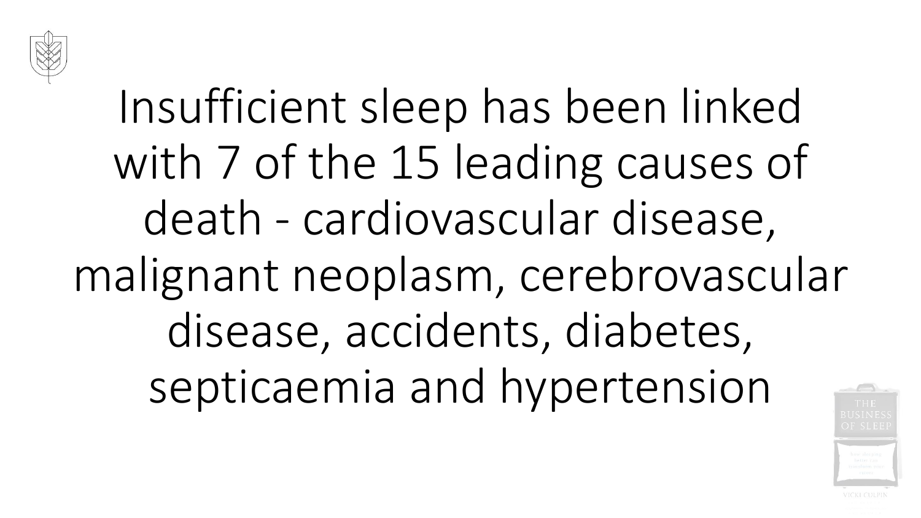Insufficient sleep has been linked with 7 of the 15 leading causes of death - cardiovascular disease, malignant neoplasm, cerebrovascular disease, accidents, diabetes, septicaemia and hypertension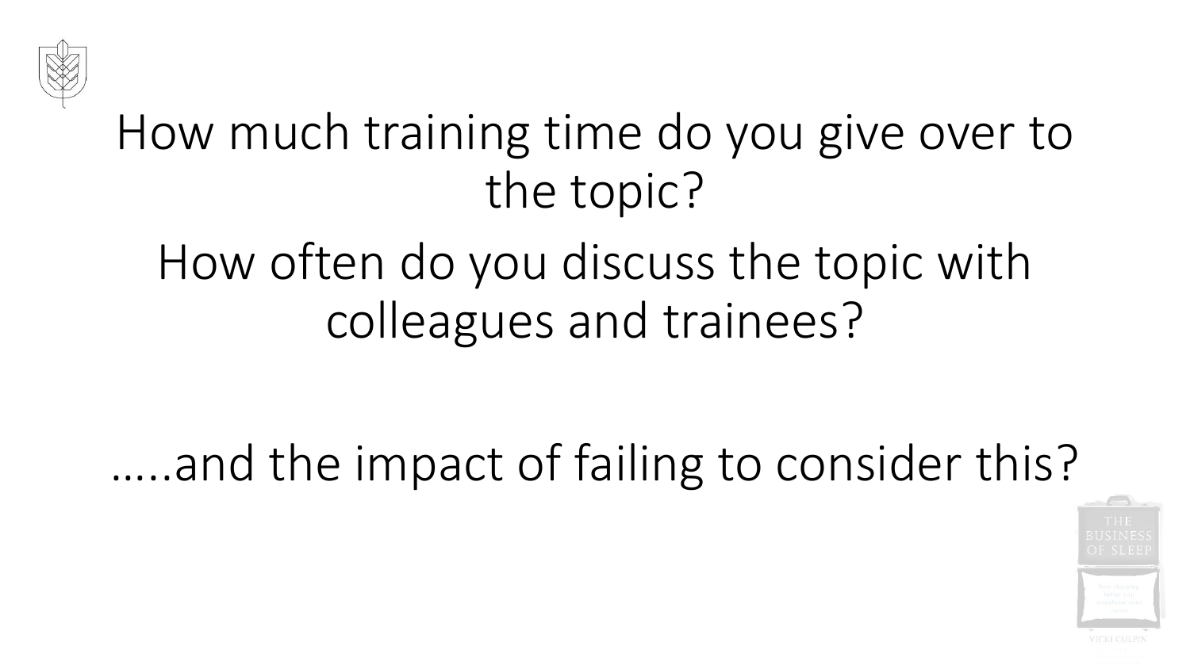How much training time do you give over to the topic?

How often do you discuss the topic with colleagues and trainees?

…..and the impact of failing to consider this?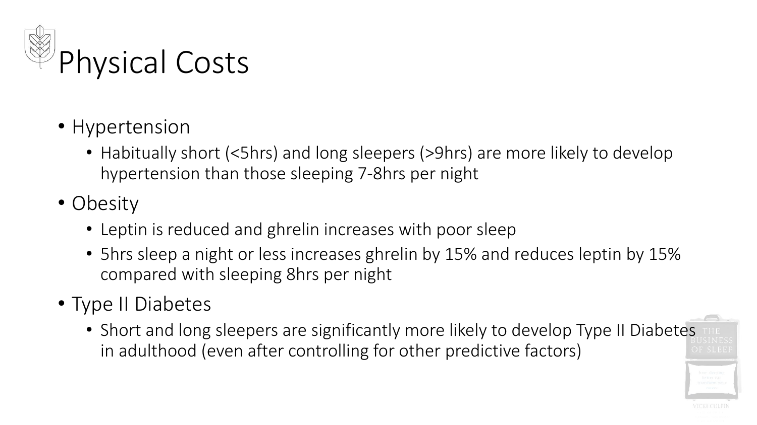# Physical Costs

- Hypertension
  - Habitually short (<5hrs) and long sleepers (>9hrs) are more likely to develop hypertension than those sleeping 7-8hrs per night
- Obesity
  - Leptin is reduced and ghrelin increases with poor sleep
  - 5hrs sleep a night or less increases ghrelin by 15% and reduces leptin by 15% compared with sleeping 8hrs per night
- Type II Diabetes
  - Short and long sleepers are significantly more likely to develop Type II Diabetes in adulthood (even after controlling for other predictive factors)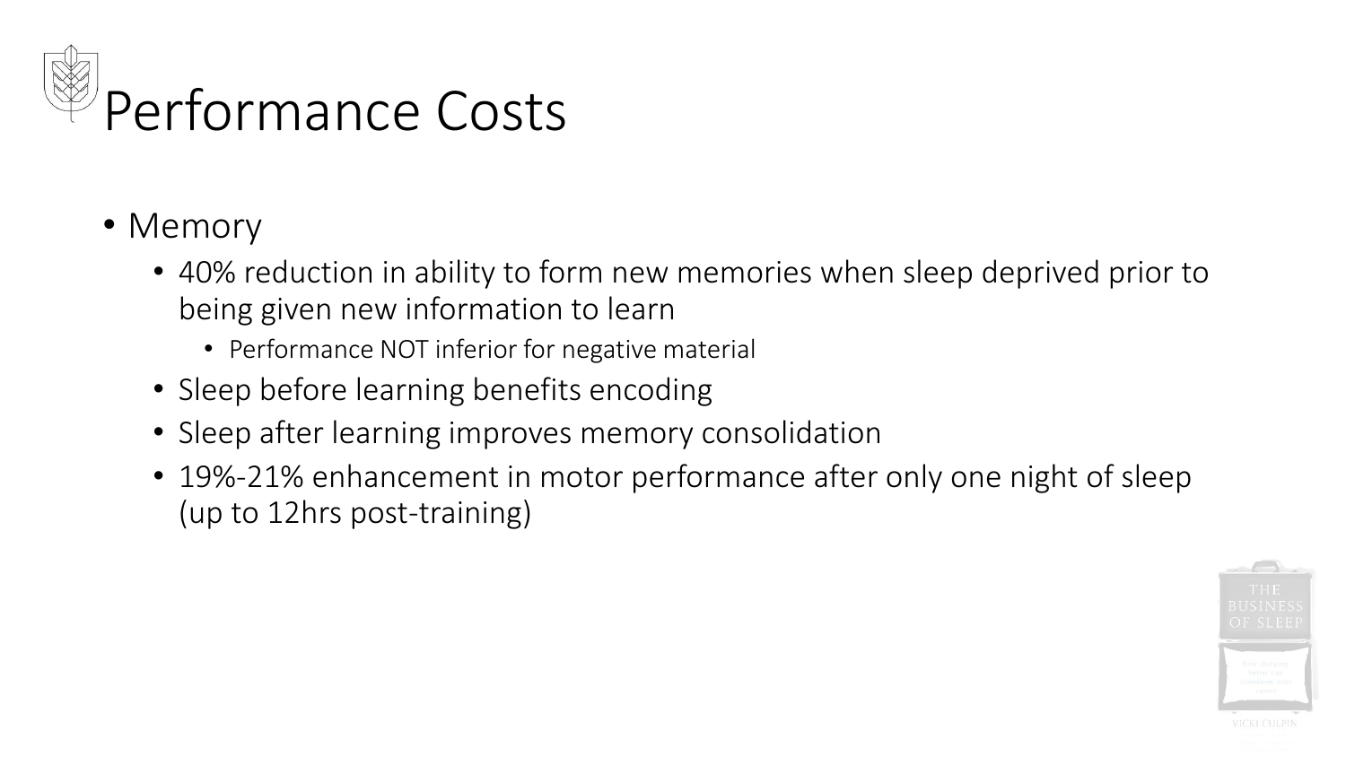# Performance Costs

- Memory
  - 40% reduction in ability to form new memories when sleep deprived prior to being given new information to learn
    - Performance NOT inferior for negative material
  - Sleep before learning benefits encoding
  - Sleep after learning improves memory consolidation
  - 19%-21% enhancement in motor performance after only one night of sleep (up to 12hrs post-training)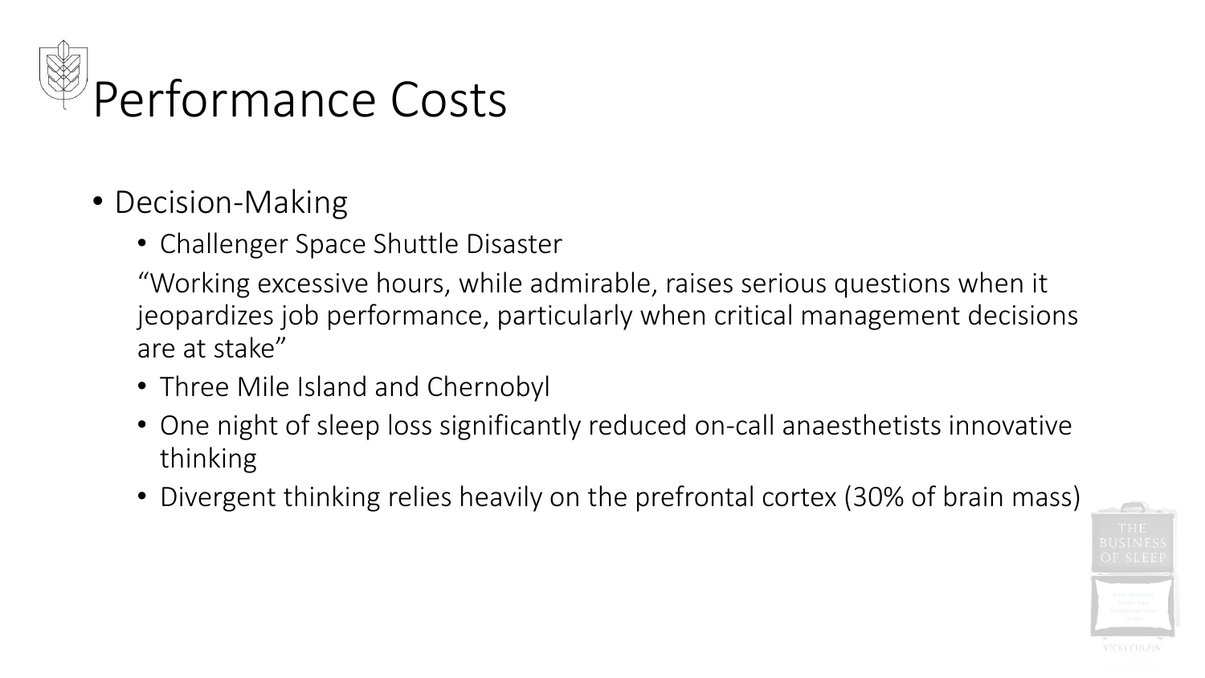# Performance Costs

- Decision-Making
  - Challenger Space Shuttle Disaster

    “Working excessive hours, while admirable, raises serious questions when it jeopardizes job performance, particularly when critical management decisions are at stake”
  - Three Mile Island and Chernobyl
  - One night of sleep loss significantly reduced on-call anaesthetists innovative thinking
  - Divergent thinking relies heavily on the prefrontal cortex (30% of brain mass)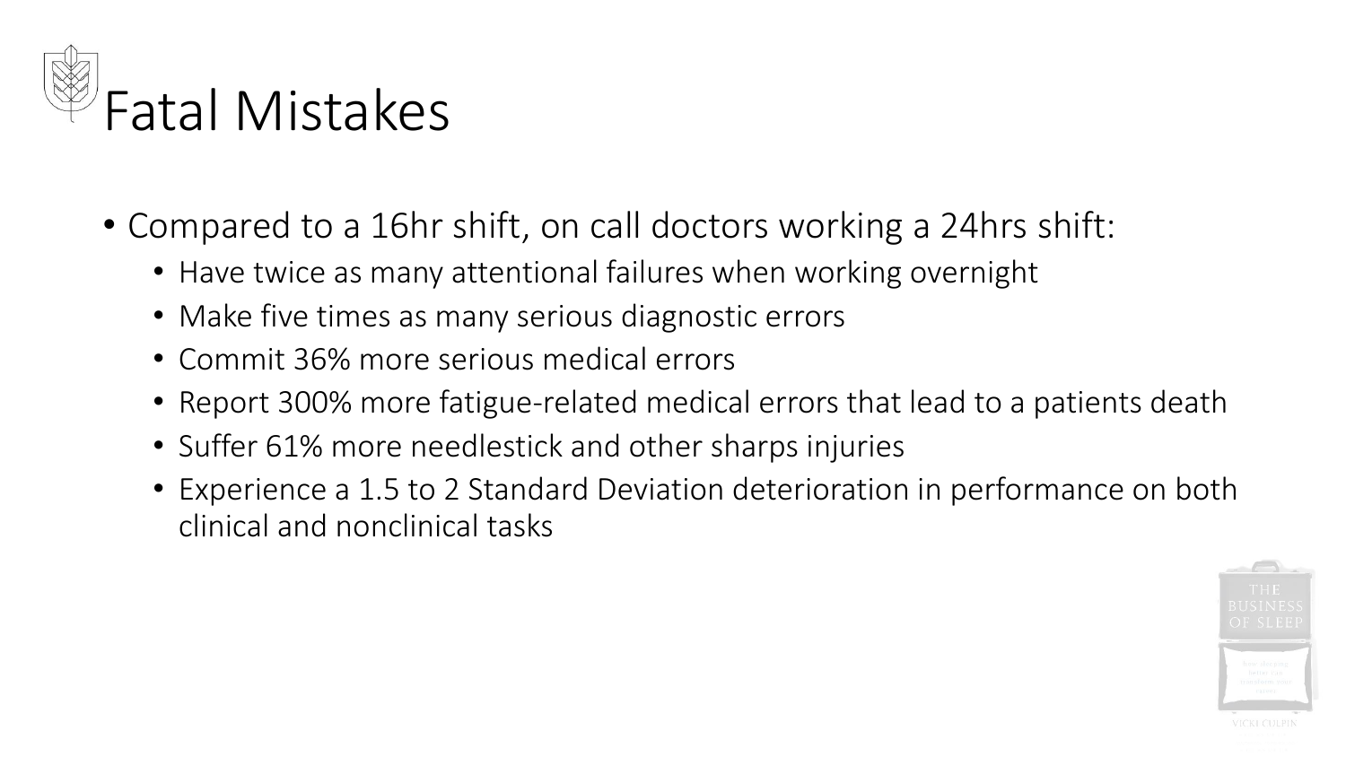# Fatal Mistakes

- Compared to a 16hr shift, on call doctors working a 24hrs shift:
  - Have twice as many attentional failures when working overnight
  - Make five times as many serious diagnostic errors
  - Commit 36% more serious medical errors
  - Report 300% more fatigue-related medical errors that lead to a patients death
  - Suffer 61% more needlestick and other sharps injuries
  - Experience a 1.5 to 2 Standard Deviation deterioration in performance on both clinical and nonclinical tasks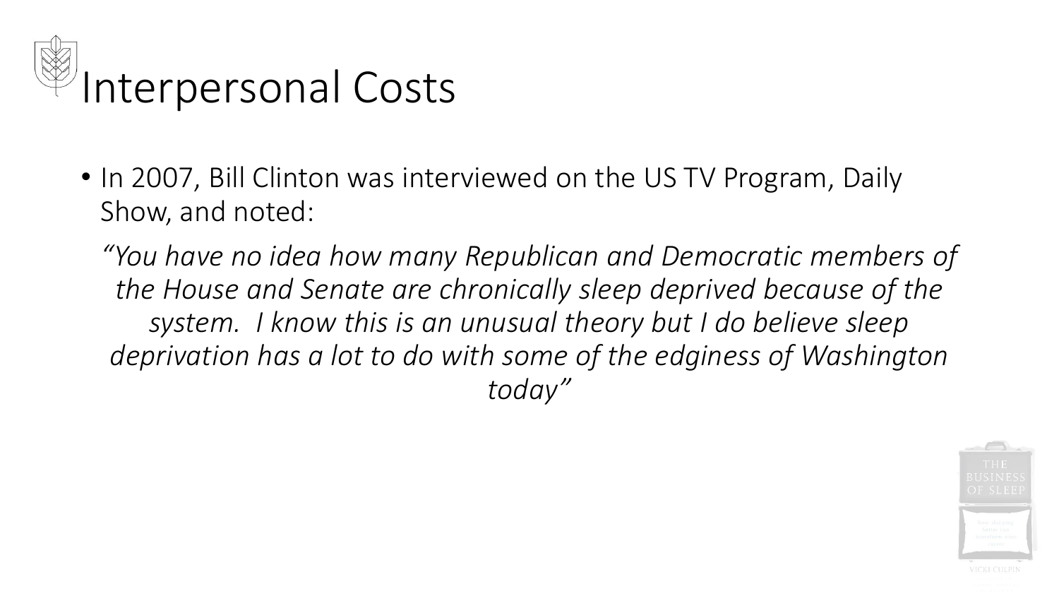# Interpersonal Costs

- In 2007, Bill Clinton was interviewed on the US TV Program, Daily Show, and noted:

*"You have no idea how many Republican and Democratic members of the House and Senate are chronically sleep deprived because of the system. I know this is an unusual theory but I do believe sleep deprivation has a lot to do with some of the edginess of Washington today"*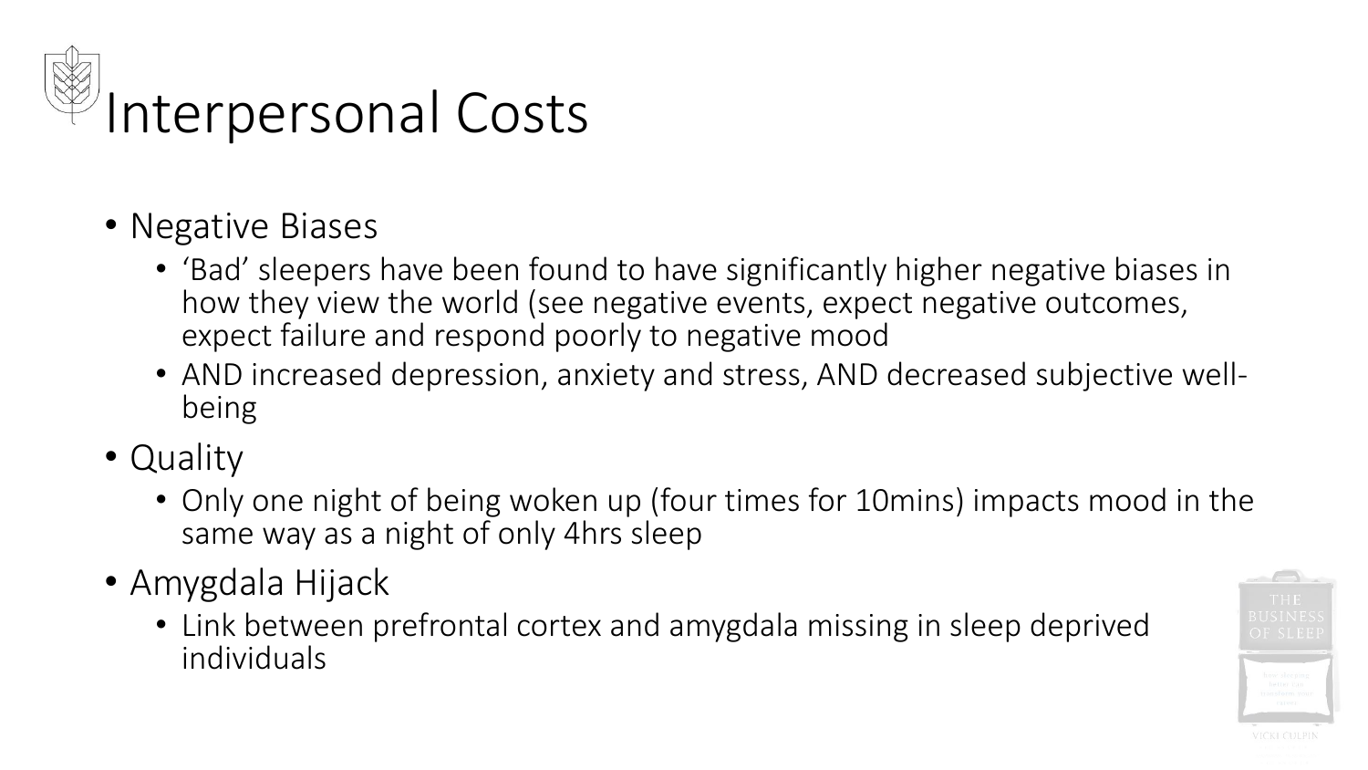# Interpersonal Costs

- Negative Biases
  - 'Bad' sleepers have been found to have significantly higher negative biases in how they view the world (see negative events, expect negative outcomes, expect failure and respond poorly to negative mood
  - AND increased depression, anxiety and stress, AND decreased subjective well-being
- Quality
  - Only one night of being woken up (four times for 10mins) impacts mood in the same way as a night of only 4hrs sleep
- Amygdala Hijack
  - Link between prefrontal cortex and amygdala missing in sleep deprived individuals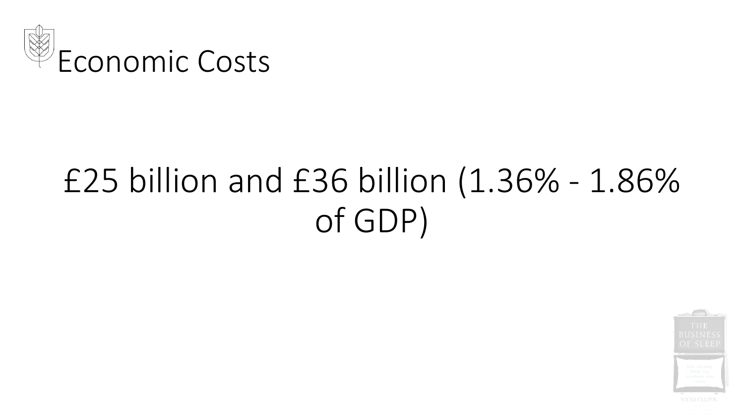# Economic Costs

£25 billion and £36 billion (1.36% - 1.86% of GDP)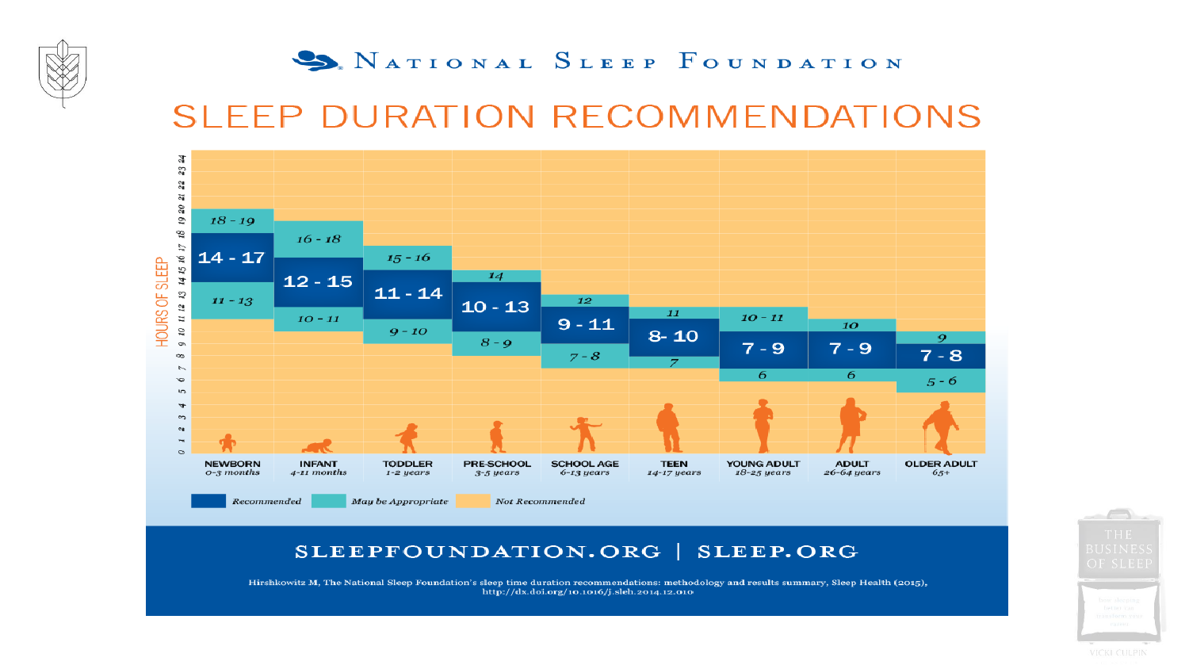National Sleep Foundation

# SLEEP DURATION RECOMMENDATIONS

| Age group | May be Appropriate (upper) | Recommended | May be Appropriate (lower) |
|---|---|---|---|
| NEWBORN 0-3 months | 18 - 19 | 14 - 17 | 11 - 13 |
| INFANT 4-11 months | 16 - 18 | 12 - 15 | 10 - 11 |
| TODDLER 1-2 years | 15 - 16 | 11 - 14 | 9 - 10 |
| PRE-SCHOOL 3-5 years | 14 | 10 - 13 | 8 - 9 |
| SCHOOL AGE 6-13 years | 12 | 9 - 11 | 7 - 8 |
| TEEN 14-17 years | 11 | 8- 10 | 7 |
| YOUNG ADULT 18-25 years | 10 - 11 | 7 - 9 | 6 |
| ADULT 26-64 years | 10 | 7 - 9 | 6 |
| OLDER ADULT 65+ | 9 | 7 - 8 | 5 - 6 |

HOURS OF SLEEP

Recommended | May be Appropriate | Not Recommended

SLEEPFOUNDATION.ORG | SLEEP.ORG

Hirshkowitz M, The National Sleep Foundation's sleep time duration recommendations: methodology and results summary, Sleep Health (2015), http://dx.doi.org/10.1016/j.sleh.2014.12.010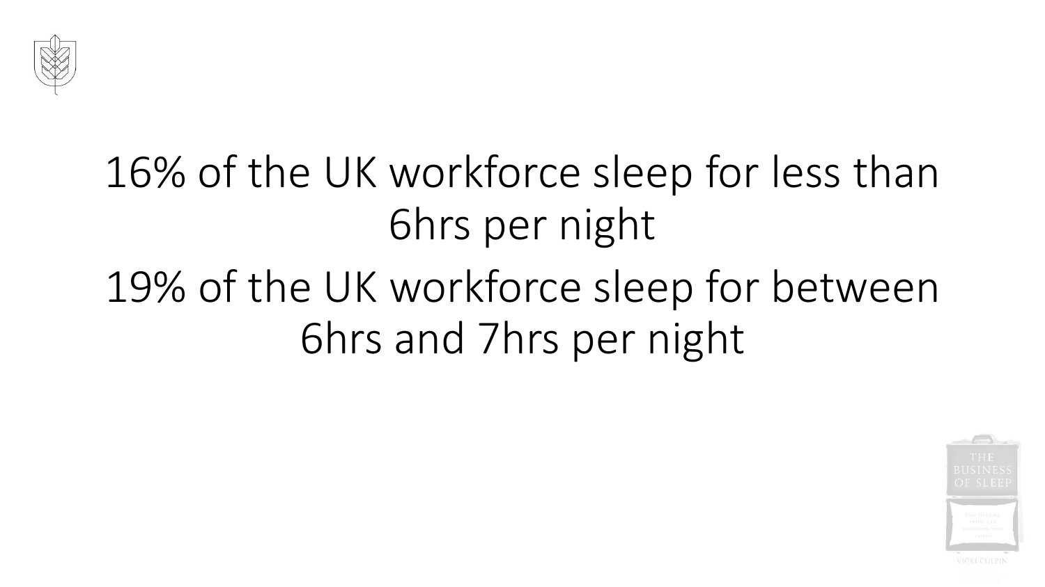16% of the UK workforce sleep for less than 6hrs per night

19% of the UK workforce sleep for between 6hrs and 7hrs per night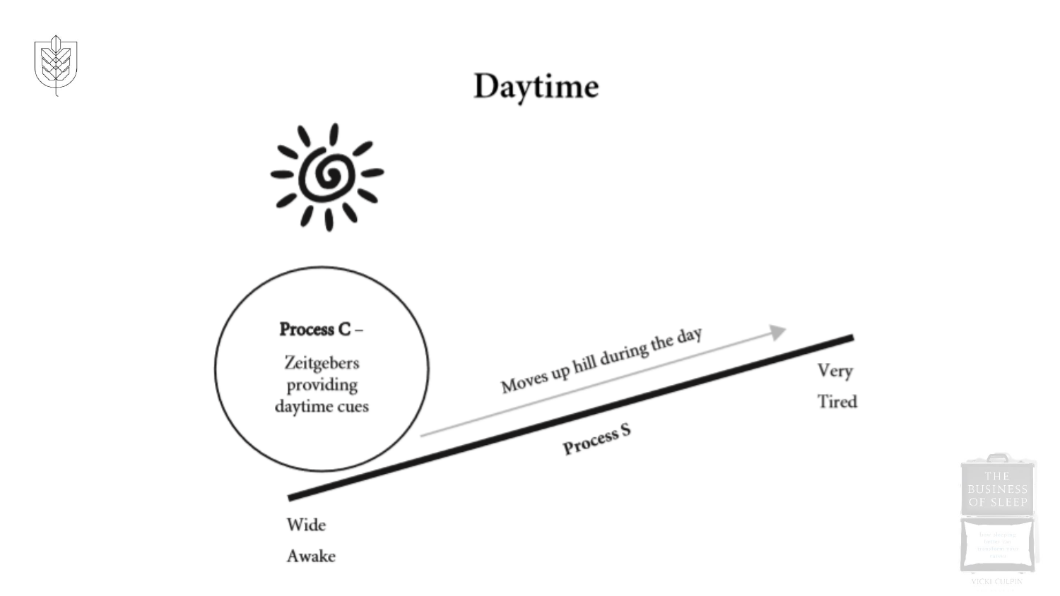# Daytime

**Process C –**

Zeitgebers providing daytime cues

Moves up hill during the day

**Process S**

Wide Awake

Very Tired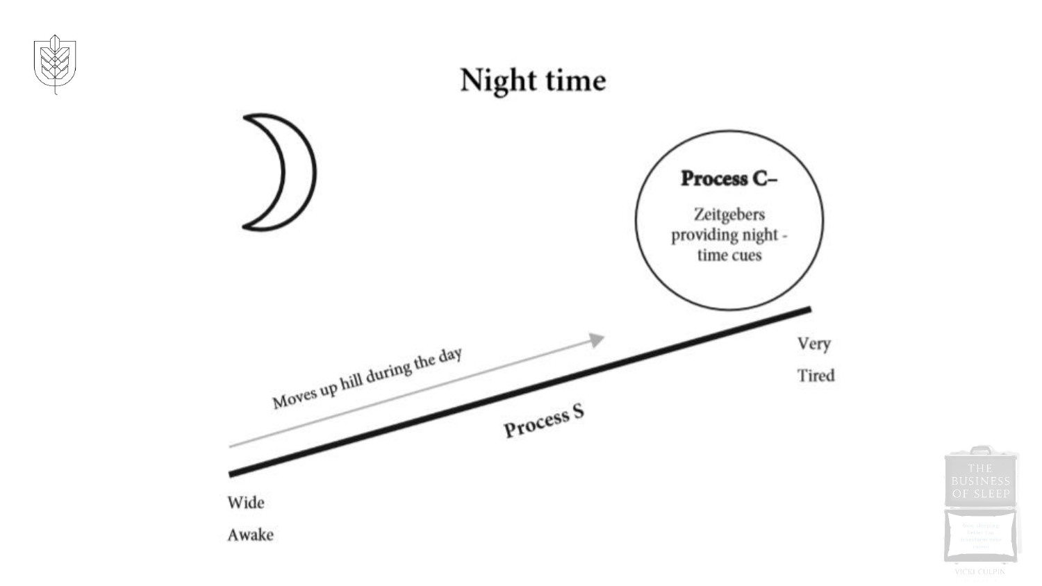# Night time

**Process C–**

Zeitgebers providing night - time cues

Moves up hill during the day

**Process S**

Wide Awake

Very Tired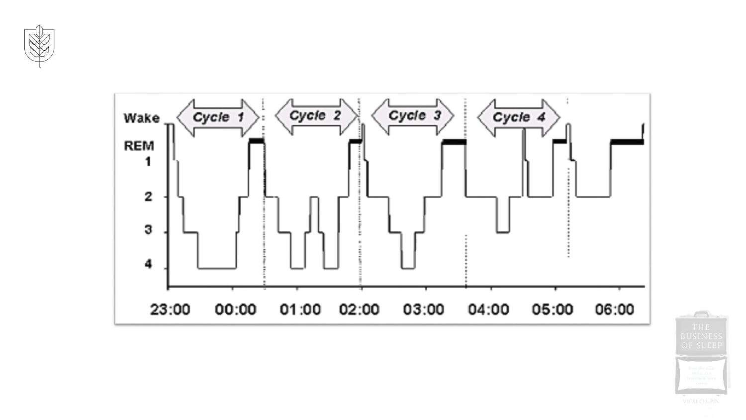Cycle 1 Cycle 2 Cycle 3 Cycle 4

Wake
REM
1
2
3
4

23:00 00:00 01:00 02:00 03:00 04:00 05:00 06:00

THE BUSINESS OF SLEEP

VICKI CULPIN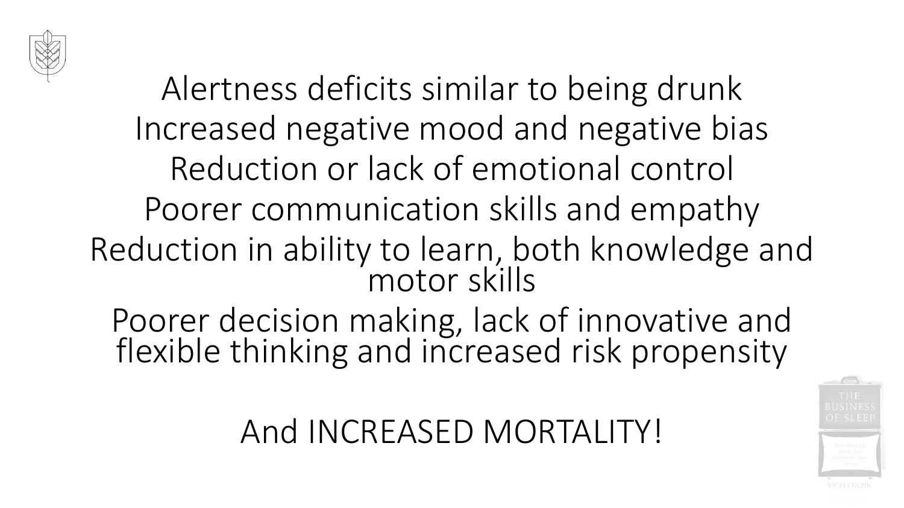Alertness deficits similar to being drunk

Increased negative mood and negative bias

Reduction or lack of emotional control

Poorer communication skills and empathy

Reduction in ability to learn, both knowledge and motor skills

Poorer decision making, lack of innovative and flexible thinking and increased risk propensity

And INCREASED MORTALITY!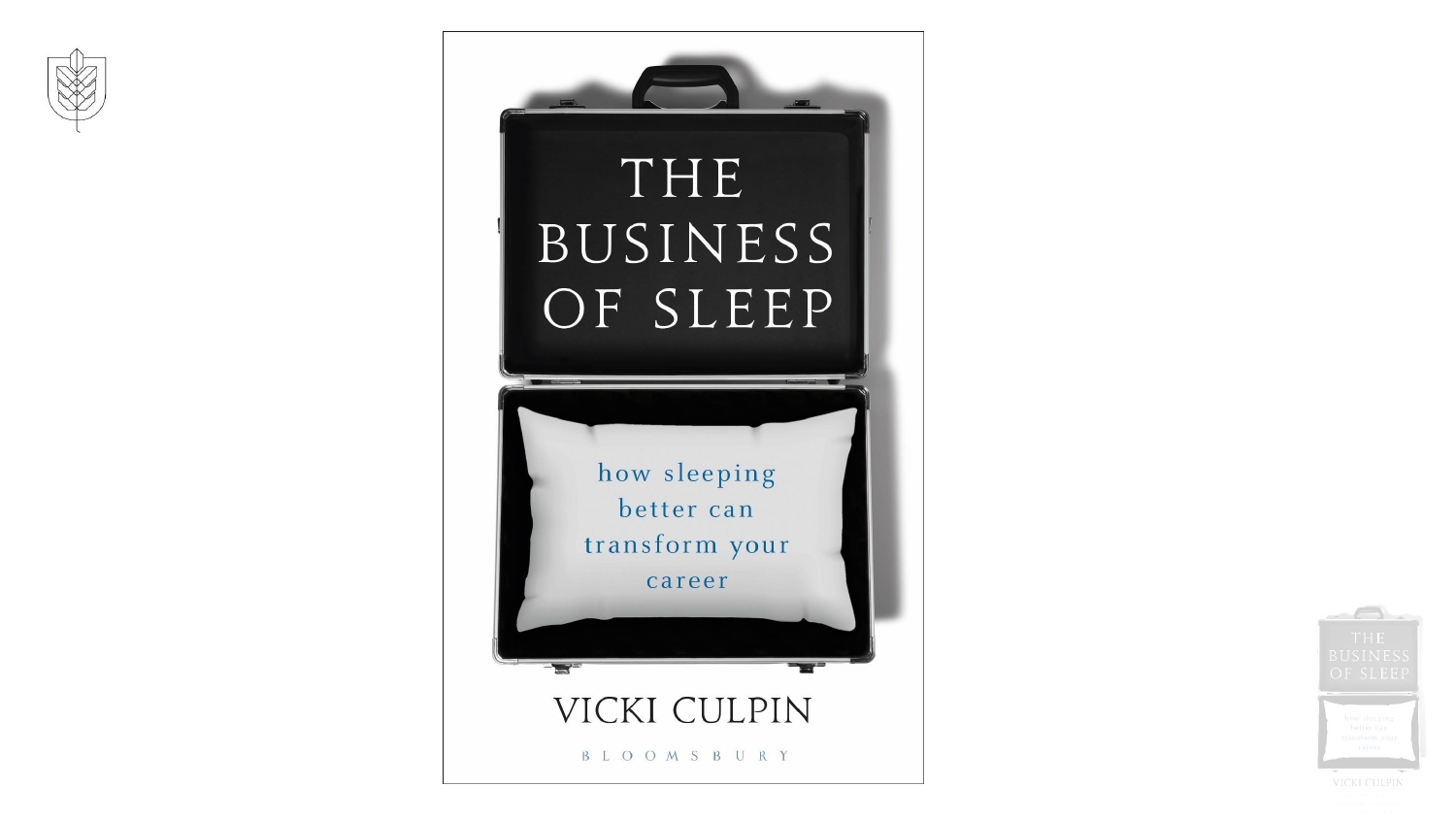# THE BUSINESS OF SLEEP

how sleeping better can transform your career

VICKI CULPIN

BLOOMSBURY